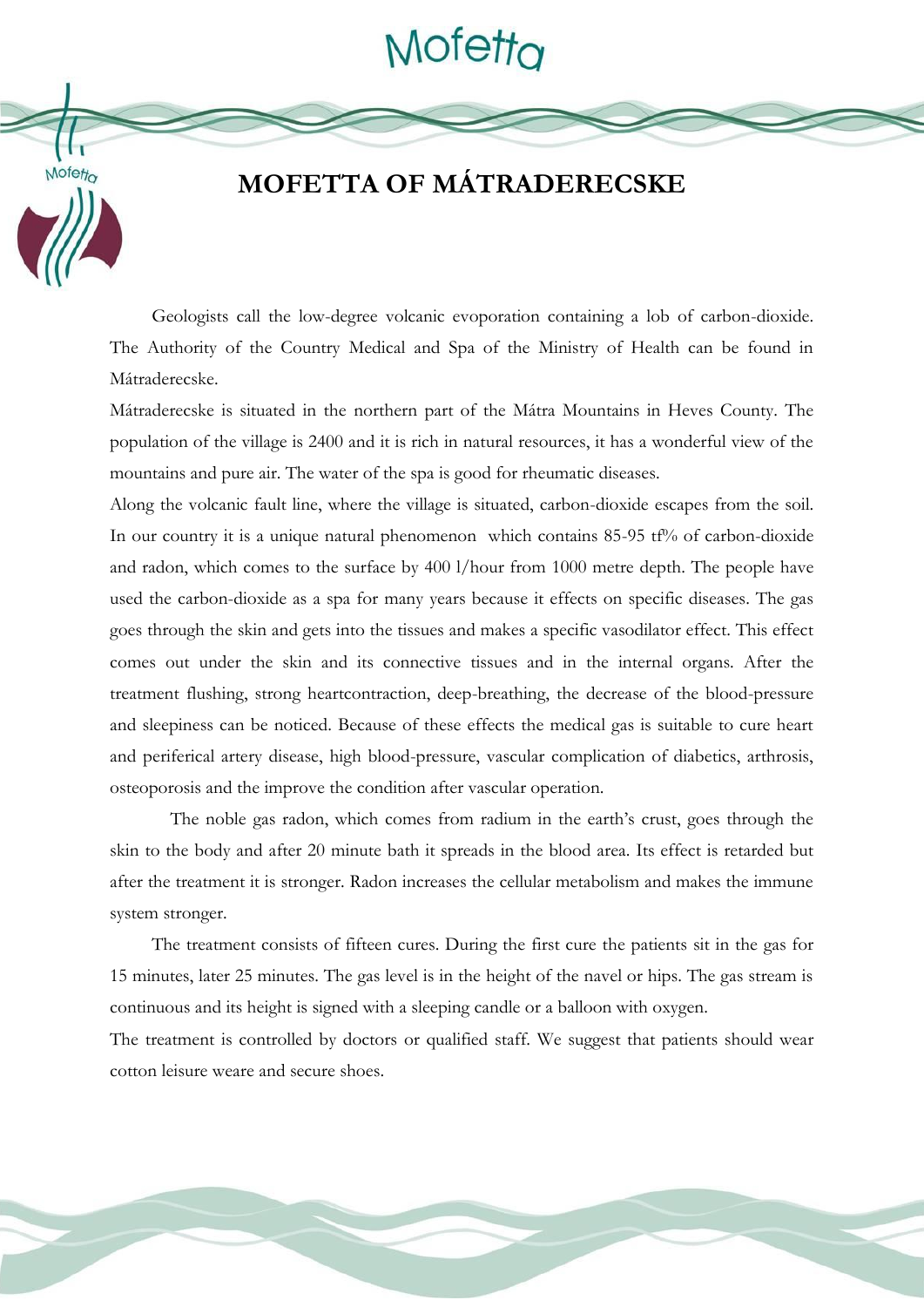# MOFETTA OF MÁTRADERECSKE

Geologists call the low-degree volcanic evoporation containing a lob of carbon-dioxide. The Authority of the Country Medical and Spa of the Ministry of Health can be found in Mátraderecske.

Mátraderecske is situated in the northern part of the Mátra Mountains in Heves County. The population of the village is 2400 and it is rich in natural resources, it has a wonderful view of the mountains and pure air. The water of the spa is good for rheumatic diseases.

Along the volcanic fault line, where the village is situated, carbon-dioxide escapes from the soil. In our country it is a unique natural phenomenon which contains 85-95 tf% of carbon-dioxide and radon, which comes to the surface by 400 l/hour from 1000 metre depth. The people have used the carbon-dioxide as a spa for many years because it effects on specific diseases. The gas goes through the skin and gets into the tissues and makes a specific vasodilator effect. This effect comes out under the skin and its connective tissues and in the internal organs. After the treatment flushing, strong heartcontraction, deep-breathing, the decrease of the blood-pressure and sleepiness can be noticed. Because of these effects the medical gas is suitable to cure heart and periferical artery disease, high blood-pressure, vascular complication of diabetics, arthrosis, osteoporosis and the improve the condition after vascular operation.

The noble gas radon, which comes from radium in the earth's crust, goes through the skin to the body and after 20 minute bath it spreads in the blood area. Its effect is retarded but after the treatment it is stronger. Radon increases the cellular metabolism and makes the immune system stronger.

The treatment consists of fifteen cures. During the first cure the patients sit in the gas for 15 minutes, later 25 minutes. The gas level is in the height of the navel or hips. The gas stream is continuous and its height is signed with a sleeping candle or a balloon with oxygen.

The treatment is controlled by doctors or qualified staff. We suggest that patients should wear cotton leisure weare and secure shoes.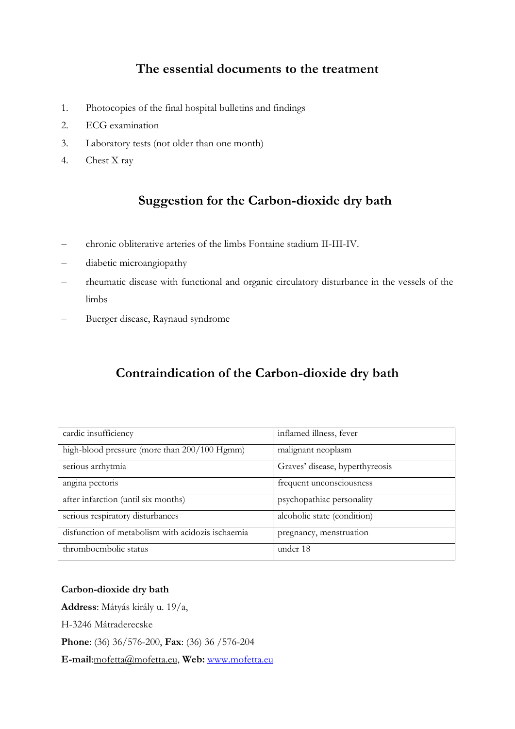## The essential documents to the treatment

1. Photocopies of the final hospital bulletins and findings
2. ECG examination
3. Laboratory tests (not older than one month)
4. Chest X ray

## Suggestion for the Carbon-dioxide dry bath

- chronic obliterative arteries of the limbs Fontaine stadium II-III-IV.
- diabetic microangiopathy
- rheumatic disease with functional and organic circulatory disturbance in the vessels of the limbs
- Buerger disease, Raynaud syndrome

## Contraindication of the Carbon-dioxide dry bath

| | |
|---|---|
| cardic insufficiency | inflamed illness, fever |
| high-blood pressure (more than 200/100 Hgmm) | malignant neoplasm |
| serious arrhytmia | Graves' disease, hyperthyreosis |
| angina pectoris | frequent unconsciousness |
| after infarction (until six months) | psychopathiac personality |
| serious respiratory disturbances | alcoholic state (condition) |
| disfunction of metabolism with acidozis ischaemia | pregnancy, menstruation |
| thromboembolic status | under 18 |

**Carbon-dioxide dry bath**

**Address**: Mátyás király u. 19/a,

H-3246 Mátraderecske

**Phone**: (36) 36/576-200, **Fax**: (36) 36 /576-204

**E-mail**:mofetta@mofetta.eu, **Web:** www.mofetta.eu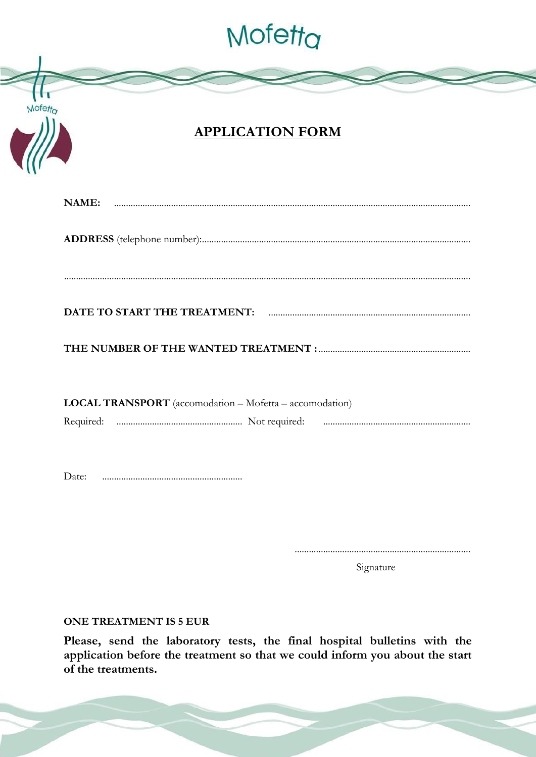Mofetta

Mofetta

# APPLICATION FORM

**NAME:** ..................................................................................................................................................

**ADDRESS** (telephone number):..............................................................................................................

........................................................................................................................................................................

**DATE TO START THE TREATMENT:** ....................................................................................

**THE NUMBER OF THE WANTED TREATMENT :**...............................................................

**LOCAL TRANSPORT** (accomodation – Mofetta – accomodation)

Required: ..................................................... Not required: ..............................................................

Date: ............................................................

..........................................................................

Signature

**ONE TREATMENT IS 5 EUR**

**Please, send the laboratory tests, the final hospital bulletins with the application before the treatment so that we could inform you about the start of the treatments.**